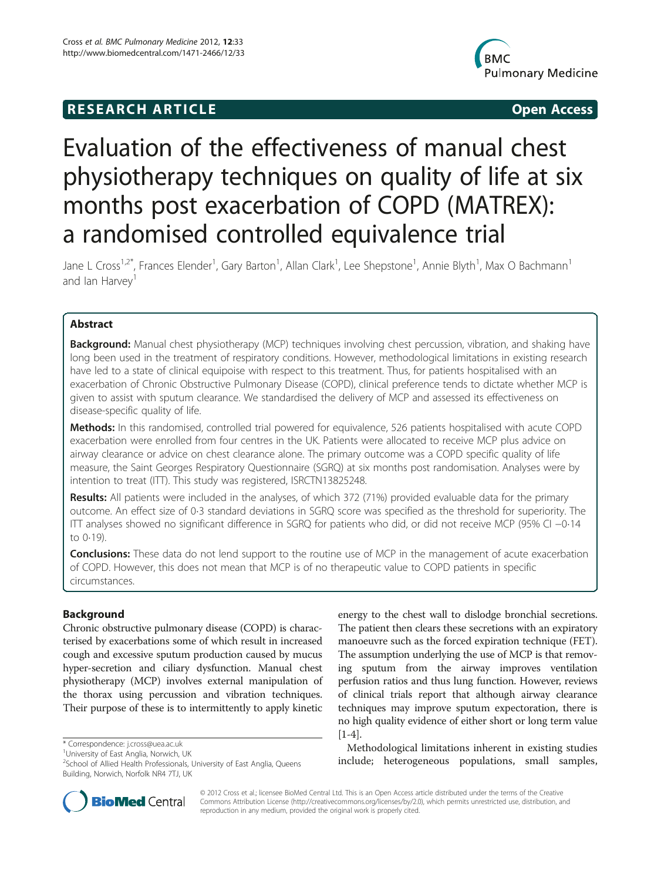**RESEARCH ARTICLE** **Open Access**

# Evaluation of the effectiveness of manual chest physiotherapy techniques on quality of life at six months post exacerbation of COPD (MATREX): a randomised controlled equivalence trial

Jane L Cross[1,2*], Frances Elender[1], Gary Barton[1], Allan Clark[1], Lee Shepstone[1], Annie Blyth[1], Max O Bachmann[1] and Ian Harvey[1]

## Abstract

**Background:** Manual chest physiotherapy (MCP) techniques involving chest percussion, vibration, and shaking have long been used in the treatment of respiratory conditions. However, methodological limitations in existing research have led to a state of clinical equipoise with respect to this treatment. Thus, for patients hospitalised with an exacerbation of Chronic Obstructive Pulmonary Disease (COPD), clinical preference tends to dictate whether MCP is given to assist with sputum clearance. We standardised the delivery of MCP and assessed its effectiveness on disease-specific quality of life.

**Methods:** In this randomised, controlled trial powered for equivalence, 526 patients hospitalised with acute COPD exacerbation were enrolled from four centres in the UK. Patients were allocated to receive MCP plus advice on airway clearance or advice on chest clearance alone. The primary outcome was a COPD specific quality of life measure, the Saint Georges Respiratory Questionnaire (SGRQ) at six months post randomisation. Analyses were by intention to treat (ITT). This study was registered, ISRCTN13825248.

**Results:** All patients were included in the analyses, of which 372 (71%) provided evaluable data for the primary outcome. An effect size of 0·3 standard deviations in SGRQ score was specified as the threshold for superiority. The ITT analyses showed no significant difference in SGRQ for patients who did, or did not receive MCP (95% CI −0·14 to 0·19).

**Conclusions:** These data do not lend support to the routine use of MCP in the management of acute exacerbation of COPD. However, this does not mean that MCP is of no therapeutic value to COPD patients in specific circumstances.

## Background

Chronic obstructive pulmonary disease (COPD) is characterised by exacerbations some of which result in increased cough and excessive sputum production caused by mucus hyper-secretion and ciliary dysfunction. Manual chest physiotherapy (MCP) involves external manipulation of the thorax using percussion and vibration techniques. Their purpose of these is to intermittently to apply kinetic energy to the chest wall to dislodge bronchial secretions. The patient then clears these secretions with an expiratory manoeuvre such as the forced expiration technique (FET). The assumption underlying the use of MCP is that removing sputum from the airway improves ventilation perfusion ratios and thus lung function. However, reviews of clinical trials report that although airway clearance techniques may improve sputum expectoration, there is no high quality evidence of either short or long term value [1-4].

Methodological limitations inherent in existing studies include; heterogeneous populations, small samples,

\* Correspondence: j.cross@uea.ac.uk
[1]University of East Anglia, Norwich, UK
[2]School of Allied Health Professionals, University of East Anglia, Queens Building, Norwich, Norfolk NR4 7TJ, UK

© 2012 Cross et al.; licensee BioMed Central Ltd. This is an Open Access article distributed under the terms of the Creative Commons Attribution License (http://creativecommons.org/licenses/by/2.0), which permits unrestricted use, distribution, and reproduction in any medium, provided the original work is properly cited.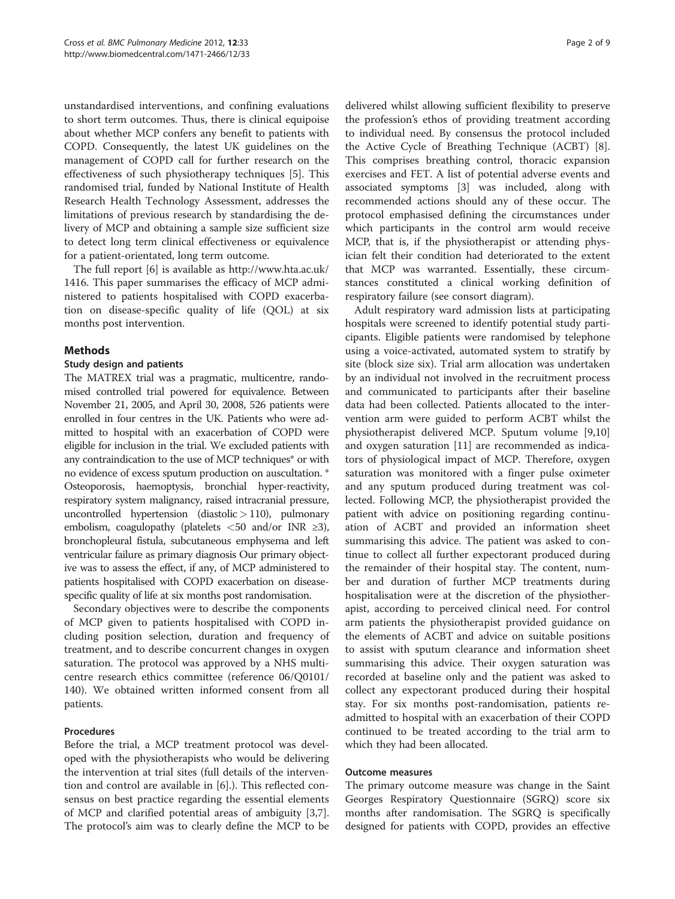unstandardised interventions, and confining evaluations to short term outcomes. Thus, there is clinical equipoise about whether MCP confers any benefit to patients with COPD. Consequently, the latest UK guidelines on the management of COPD call for further research on the effectiveness of such physiotherapy techniques [5]. This randomised trial, funded by National Institute of Health Research Health Technology Assessment, addresses the limitations of previous research by standardising the delivery of MCP and obtaining a sample size sufficient size to detect long term clinical effectiveness or equivalence for a patient-orientated, long term outcome.

The full report [6] is available as http://www.hta.ac.uk/1416. This paper summarises the efficacy of MCP administered to patients hospitalised with COPD exacerbation on disease-specific quality of life (QOL) at six months post intervention.

## Methods

### Study design and patients

The MATREX trial was a pragmatic, multicentre, randomised controlled trial powered for equivalence. Between November 21, 2005, and April 30, 2008, 526 patients were enrolled in four centres in the UK. Patients who were admitted to hospital with an exacerbation of COPD were eligible for inclusion in the trial. We excluded patients with any contraindication to the use of MCP techniques* or with no evidence of excess sputum production on auscultation. * Osteoporosis, haemoptysis, bronchial hyper-reactivity, respiratory system malignancy, raised intracranial pressure, uncontrolled hypertension (diastolic > 110), pulmonary embolism, coagulopathy (platelets <50 and/or INR ≥3), bronchopleural fistula, subcutaneous emphysema and left ventricular failure as primary diagnosis Our primary objective was to assess the effect, if any, of MCP administered to patients hospitalised with COPD exacerbation on disease-specific quality of life at six months post randomisation.

Secondary objectives were to describe the components of MCP given to patients hospitalised with COPD including position selection, duration and frequency of treatment, and to describe concurrent changes in oxygen saturation. The protocol was approved by a NHS multicentre research ethics committee (reference 06/Q0101/140). We obtained written informed consent from all patients.

### Procedures

Before the trial, a MCP treatment protocol was developed with the physiotherapists who would be delivering the intervention at trial sites (full details of the intervention and control are available in [6].). This reflected consensus on best practice regarding the essential elements of MCP and clarified potential areas of ambiguity [3,7]. The protocol's aim was to clearly define the MCP to be delivered whilst allowing sufficient flexibility to preserve the profession's ethos of providing treatment according to individual need. By consensus the protocol included the Active Cycle of Breathing Technique (ACBT) [8]. This comprises breathing control, thoracic expansion exercises and FET. A list of potential adverse events and associated symptoms [3] was included, along with recommended actions should any of these occur. The protocol emphasised defining the circumstances under which participants in the control arm would receive MCP, that is, if the physiotherapist or attending physician felt their condition had deteriorated to the extent that MCP was warranted. Essentially, these circumstances constituted a clinical working definition of respiratory failure (see consort diagram).

Adult respiratory ward admission lists at participating hospitals were screened to identify potential study participants. Eligible patients were randomised by telephone using a voice-activated, automated system to stratify by site (block size six). Trial arm allocation was undertaken by an individual not involved in the recruitment process and communicated to participants after their baseline data had been collected. Patients allocated to the intervention arm were guided to perform ACBT whilst the physiotherapist delivered MCP. Sputum volume [9,10] and oxygen saturation [11] are recommended as indicators of physiological impact of MCP. Therefore, oxygen saturation was monitored with a finger pulse oximeter and any sputum produced during treatment was collected. Following MCP, the physiotherapist provided the patient with advice on positioning regarding continuation of ACBT and provided an information sheet summarising this advice. The patient was asked to continue to collect all further expectorant produced during the remainder of their hospital stay. The content, number and duration of further MCP treatments during hospitalisation were at the discretion of the physiotherapist, according to perceived clinical need. For control arm patients the physiotherapist provided guidance on the elements of ACBT and advice on suitable positions to assist with sputum clearance and information sheet summarising this advice. Their oxygen saturation was recorded at baseline only and the patient was asked to collect any expectorant produced during their hospital stay. For six months post-randomisation, patients readmitted to hospital with an exacerbation of their COPD continued to be treated according to the trial arm to which they had been allocated.

### Outcome measures

The primary outcome measure was change in the Saint Georges Respiratory Questionnaire (SGRQ) score six months after randomisation. The SGRQ is specifically designed for patients with COPD, provides an effective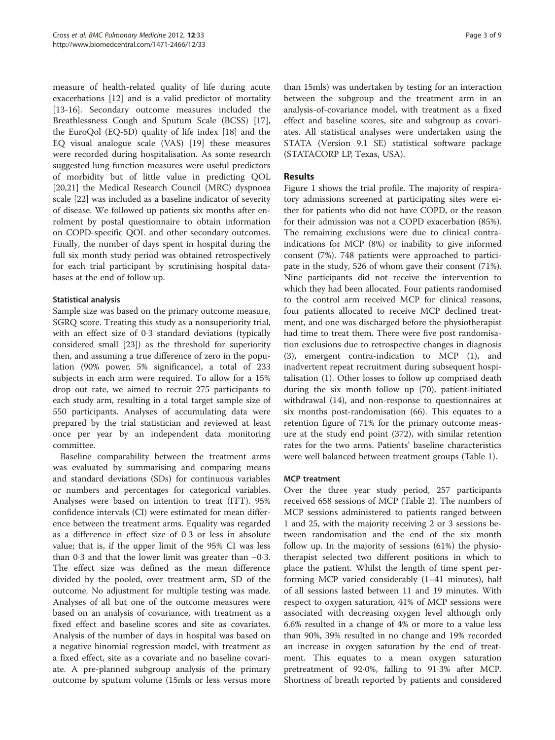measure of health-related quality of life during acute exacerbations [12] and is a valid predictor of mortality [13-16]. Secondary outcome measures included the Breathlessness Cough and Sputum Scale (BCSS) [17], the EuroQol (EQ-5D) quality of life index [18] and the EQ visual analogue scale (VAS) [19] these measures were recorded during hospitalisation. As some research suggested lung function measures were useful predictors of morbidity but of little value in predicting QOL [20,21] the Medical Research Council (MRC) dyspnoea scale [22] was included as a baseline indicator of severity of disease. We followed up patients six months after enrolment by postal questionnaire to obtain information on COPD-specific QOL and other secondary outcomes. Finally, the number of days spent in hospital during the full six month study period was obtained retrospectively for each trial participant by scrutinising hospital databases at the end of follow up.

#### Statistical analysis

Sample size was based on the primary outcome measure, SGRQ score. Treating this study as a nonsuperiority trial, with an effect size of 0·3 standard deviations (typically considered small [23]) as the threshold for superiority then, and assuming a true difference of zero in the population (90% power, 5% significance), a total of 233 subjects in each arm were required. To allow for a 15% drop out rate, we aimed to recruit 275 participants to each study arm, resulting in a total target sample size of 550 participants. Analyses of accumulating data were prepared by the trial statistician and reviewed at least once per year by an independent data monitoring committee.

Baseline comparability between the treatment arms was evaluated by summarising and comparing means and standard deviations (SDs) for continuous variables or numbers and percentages for categorical variables. Analyses were based on intention to treat (ITT). 95% confidence intervals (CI) were estimated for mean difference between the treatment arms. Equality was regarded as a difference in effect size of 0·3 or less in absolute value; that is, if the upper limit of the 95% CI was less than 0·3 and that the lower limit was greater than −0·3. The effect size was defined as the mean difference divided by the pooled, over treatment arm, SD of the outcome. No adjustment for multiple testing was made. Analyses of all but one of the outcome measures were based on an analysis of covariance, with treatment as a fixed effect and baseline scores and site as covariates. Analysis of the number of days in hospital was based on a negative binomial regression model, with treatment as a fixed effect, site as a covariate and no baseline covariate. A pre-planned subgroup analysis of the primary outcome by sputum volume (15mls or less versus more than 15mls) was undertaken by testing for an interaction between the subgroup and the treatment arm in an analysis-of-covariance model, with treatment as a fixed effect and baseline scores, site and subgroup as covariates. All statistical analyses were undertaken using the STATA (Version 9.1 SE) statistical software package (STATACORP LP, Texas, USA).

## Results

Figure 1 shows the trial profile. The majority of respiratory admissions screened at participating sites were either for patients who did not have COPD, or the reason for their admission was not a COPD exacerbation (85%). The remaining exclusions were due to clinical contraindications for MCP (8%) or inability to give informed consent (7%). 748 patients were approached to participate in the study, 526 of whom gave their consent (71%). Nine participants did not receive the intervention to which they had been allocated. Four patients randomised to the control arm received MCP for clinical reasons, four patients allocated to receive MCP declined treatment, and one was discharged before the physiotherapist had time to treat them. There were five post randomisation exclusions due to retrospective changes in diagnosis (3), emergent contra-indication to MCP (1), and inadvertent repeat recruitment during subsequent hospitalisation (1). Other losses to follow up comprised death during the six month follow up (70), patient-initiated withdrawal (14), and non-response to questionnaires at six months post-randomisation (66). This equates to a retention figure of 71% for the primary outcome measure at the study end point (372), with similar retention rates for the two arms. Patients' baseline characteristics were well balanced between treatment groups (Table 1).

#### MCP treatment

Over the three year study period, 257 participants received 658 sessions of MCP (Table 2). The numbers of MCP sessions administered to patients ranged between 1 and 25, with the majority receiving 2 or 3 sessions between randomisation and the end of the six month follow up. In the majority of sessions (61%) the physiotherapist selected two different positions in which to place the patient. Whilst the length of time spent performing MCP varied considerably (1–41 minutes), half of all sessions lasted between 11 and 19 minutes. With respect to oxygen saturation, 41% of MCP sessions were associated with decreasing oxygen level although only 6.6% resulted in a change of 4% or more to a value less than 90%, 39% resulted in no change and 19% recorded an increase in oxygen saturation by the end of treatment. This equates to a mean oxygen saturation pretreatment of 92·0%, falling to 91·3% after MCP. Shortness of breath reported by patients and considered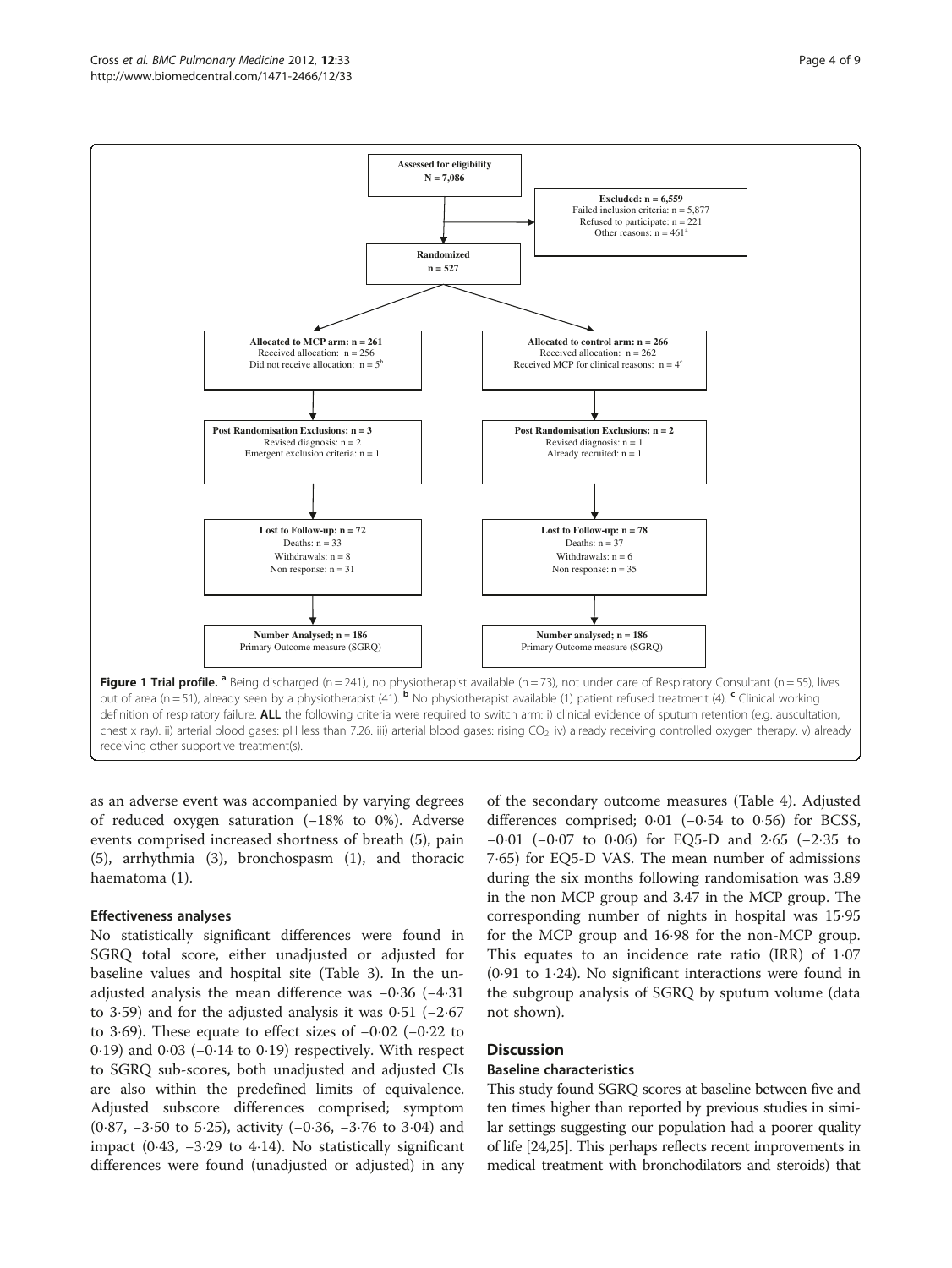**Assessed for eligibility**
**N = 7,086**

**Excluded: n = 6,559**
Failed inclusion criteria: n = 5,877
Refused to participate: n = 221
Other reasons: n = 461[a]

**Randomized**
**n = 527**

| MCP arm | Control arm |
|---|---|
| **Allocated to MCP arm: n = 261**<br>Received allocation: n = 256<br>Did not receive allocation: n = 5[b] | **Allocated to control arm: n = 266**<br>Received allocation: n = 262<br>Received MCP for clinical reasons: n = 4[c] |
| **Post Randomisation Exclusions: n = 3**<br>Revised diagnosis: n = 2<br>Emergent exclusion criteria: n = 1 | **Post Randomisation Exclusions: n = 2**<br>Revised diagnosis: n = 1<br>Already recruited: n = 1 |
| **Lost to Follow-up: n = 72**<br>Deaths: n = 33<br>Withdrawals: n = 8<br>Non response: n = 31 | **Lost to Follow-up: n = 78**<br>Deaths: n = 37<br>Withdrawals: n = 6<br>Non response: n = 35 |
| **Number Analysed; n = 186**<br>Primary Outcome measure (SGRQ) | **Number analysed; n = 186**<br>Primary Outcome measure (SGRQ) |

**Figure 1 Trial profile.** [a] Being discharged (n = 241), no physiotherapist available (n = 73), not under care of Respiratory Consultant (n = 55), lives out of area (n = 51), already seen by a physiotherapist (41). [b] No physiotherapist available (1) patient refused treatment (4). [c] Clinical working definition of respiratory failure. **ALL** the following criteria were required to switch arm: i) clinical evidence of sputum retention (e.g. auscultation, chest x ray). ii) arterial blood gases: pH less than 7.26. iii) arterial blood gases: rising $CO_2$. iv) already receiving controlled oxygen therapy. v) already receiving other supportive treatment(s).

as an adverse event was accompanied by varying degrees of reduced oxygen saturation (−18% to 0%). Adverse events comprised increased shortness of breath (5), pain (5), arrhythmia (3), bronchospasm (1), and thoracic haematoma (1).

### Effectiveness analyses

No statistically significant differences were found in SGRQ total score, either unadjusted or adjusted for baseline values and hospital site (Table 3). In the unadjusted analysis the mean difference was −0·36 (−4·31 to 3·59) and for the adjusted analysis it was 0·51 (−2·67 to 3·69). These equate to effect sizes of −0·02 (−0·22 to 0·19) and 0·03 (−0·14 to 0·19) respectively. With respect to SGRQ sub-scores, both unadjusted and adjusted CIs are also within the predefined limits of equivalence. Adjusted subscore differences comprised; symptom (0·87, −3·50 to 5·25), activity (−0·36, −3·76 to 3·04) and impact (0·43, −3·29 to 4·14). No statistically significant differences were found (unadjusted or adjusted) in any of the secondary outcome measures (Table 4). Adjusted differences comprised; 0·01 (−0·54 to 0·56) for BCSS, −0·01 (−0·07 to 0·06) for EQ5-D and 2·65 (−2·35 to 7·65) for EQ5-D VAS. The mean number of admissions during the six months following randomisation was 3.89 in the non MCP group and 3.47 in the MCP group. The corresponding number of nights in hospital was 15·95 for the MCP group and 16·98 for the non-MCP group. This equates to an incidence rate ratio (IRR) of 1·07 (0·91 to 1·24). No significant interactions were found in the subgroup analysis of SGRQ by sputum volume (data not shown).

## Discussion

### Baseline characteristics

This study found SGRQ scores at baseline between five and ten times higher than reported by previous studies in similar settings suggesting our population had a poorer quality of life [24,25]. This perhaps reflects recent improvements in medical treatment with bronchodilators and steroids) that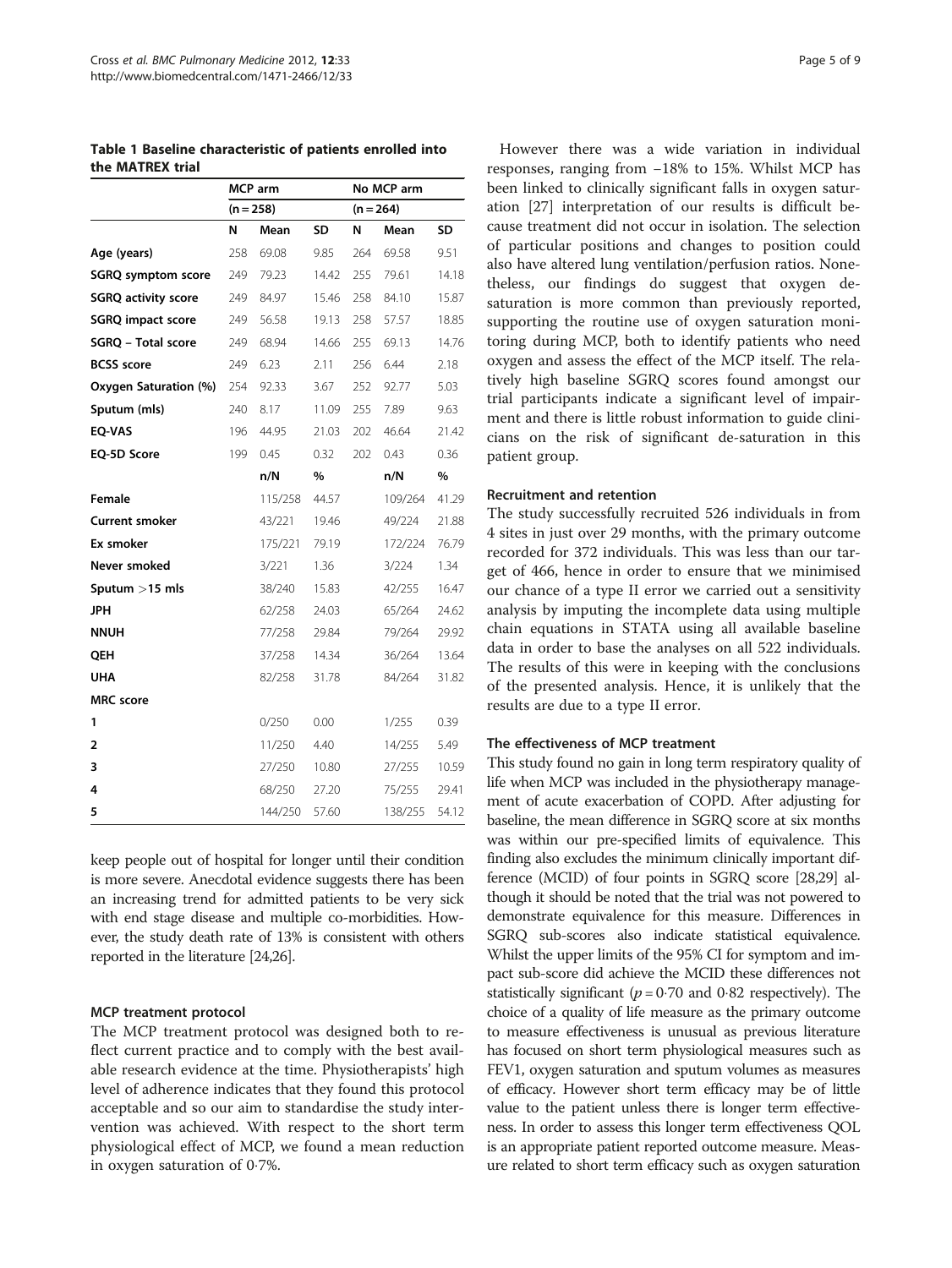**Table 1 Baseline characteristic of patients enrolled into the MATREX trial**

| | MCP arm | | | No MCP arm | | |
|---|---|---|---|---|---|---|
| | (n = 258) | | | (n = 264) | | |
| | N | Mean | SD | N | Mean | SD |
| **Age (years)** | 258 | 69.08 | 9.85 | 264 | 69.58 | 9.51 |
| **SGRQ symptom score** | 249 | 79.23 | 14.42 | 255 | 79.61 | 14.18 |
| **SGRQ activity score** | 249 | 84.97 | 15.46 | 258 | 84.10 | 15.87 |
| **SGRQ impact score** | 249 | 56.58 | 19.13 | 258 | 57.57 | 18.85 |
| **SGRQ – Total score** | 249 | 68.94 | 14.66 | 255 | 69.13 | 14.76 |
| **BCSS score** | 249 | 6.23 | 2.11 | 256 | 6.44 | 2.18 |
| **Oxygen Saturation (%)** | 254 | 92.33 | 3.67 | 252 | 92.77 | 5.03 |
| **Sputum (mls)** | 240 | 8.17 | 11.09 | 255 | 7.89 | 9.63 |
| **EQ-VAS** | 196 | 44.95 | 21.03 | 202 | 46.64 | 21.42 |
| **EQ-5D Score** | 199 | 0.45 | 0.32 | 202 | 0.43 | 0.36 |
| | | n/N | % | | n/N | % |
| **Female** | | 115/258 | 44.57 | | 109/264 | 41.29 |
| **Current smoker** | | 43/221 | 19.46 | | 49/224 | 21.88 |
| **Ex smoker** | | 175/221 | 79.19 | | 172/224 | 76.79 |
| **Never smoked** | | 3/221 | 1.36 | | 3/224 | 1.34 |
| **Sputum >15 mls** | | 38/240 | 15.83 | | 42/255 | 16.47 |
| **JPH** | | 62/258 | 24.03 | | 65/264 | 24.62 |
| **NNUH** | | 77/258 | 29.84 | | 79/264 | 29.92 |
| **QEH** | | 37/258 | 14.34 | | 36/264 | 13.64 |
| **UHA** | | 82/258 | 31.78 | | 84/264 | 31.82 |
| **MRC score** | | | | | | |
| **1** | | 0/250 | 0.00 | | 1/255 | 0.39 |
| **2** | | 11/250 | 4.40 | | 14/255 | 5.49 |
| **3** | | 27/250 | 10.80 | | 27/255 | 10.59 |
| **4** | | 68/250 | 27.20 | | 75/255 | 29.41 |
| **5** | | 144/250 | 57.60 | | 138/255 | 54.12 |

keep people out of hospital for longer until their condition is more severe. Anecdotal evidence suggests there has been an increasing trend for admitted patients to be very sick with end stage disease and multiple co-morbidities. However, the study death rate of 13% is consistent with others reported in the literature [24,26].

### MCP treatment protocol

The MCP treatment protocol was designed both to reflect current practice and to comply with the best available research evidence at the time. Physiotherapists' high level of adherence indicates that they found this protocol acceptable and so our aim to standardise the study intervention was achieved. With respect to the short term physiological effect of MCP, we found a mean reduction in oxygen saturation of 0·7%.

However there was a wide variation in individual responses, ranging from −18% to 15%. Whilst MCP has been linked to clinically significant falls in oxygen saturation [27] interpretation of our results is difficult because treatment did not occur in isolation. The selection of particular positions and changes to position could also have altered lung ventilation/perfusion ratios. Nonetheless, our findings do suggest that oxygen de-saturation is more common than previously reported, supporting the routine use of oxygen saturation monitoring during MCP, both to identify patients who need oxygen and assess the effect of the MCP itself. The relatively high baseline SGRQ scores found amongst our trial participants indicate a significant level of impairment and there is little robust information to guide clinicians on the risk of significant de-saturation in this patient group.

### Recruitment and retention

The study successfully recruited 526 individuals in from 4 sites in just over 29 months, with the primary outcome recorded for 372 individuals. This was less than our target of 466, hence in order to ensure that we minimised our chance of a type II error we carried out a sensitivity analysis by imputing the incomplete data using multiple chain equations in STATA using all available baseline data in order to base the analyses on all 522 individuals. The results of this were in keeping with the conclusions of the presented analysis. Hence, it is unlikely that the results are due to a type II error.

### The effectiveness of MCP treatment

This study found no gain in long term respiratory quality of life when MCP was included in the physiotherapy management of acute exacerbation of COPD. After adjusting for baseline, the mean difference in SGRQ score at six months was within our pre-specified limits of equivalence. This finding also excludes the minimum clinically important difference (MCID) of four points in SGRQ score [28,29] although it should be noted that the trial was not powered to demonstrate equivalence for this measure. Differences in SGRQ sub-scores also indicate statistical equivalence. Whilst the upper limits of the 95% CI for symptom and impact sub-score did achieve the MCID these differences not statistically significant ($p = 0{\cdot}70$ and 0·82 respectively). The choice of a quality of life measure as the primary outcome to measure effectiveness is unusual as previous literature has focused on short term physiological measures such as FEV1, oxygen saturation and sputum volumes as measures of efficacy. However short term efficacy may be of little value to the patient unless there is longer term effectiveness. In order to assess this longer term effectiveness QOL is an appropriate patient reported outcome measure. Measure related to short term efficacy such as oxygen saturation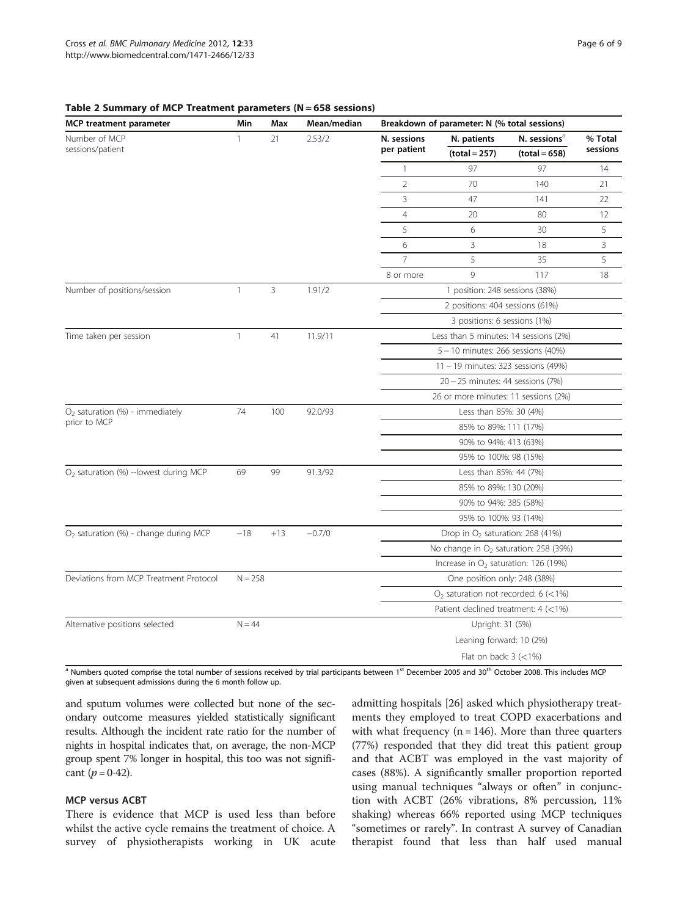**Table 2 Summary of MCP Treatment parameters (N = 658 sessions)**

| MCP treatment parameter | Min | Max | Mean/median | Breakdown of parameter: N (% total sessions) | | | |
|---|---|---|---|---|---|---|---|
| Number of MCP sessions/patient | 1 | 21 | 2.53/2 | N. sessions per patient | N. patients (total = 257) | N. sessions[a] (total = 658) | % Total sessions |
| | | | | 1 | 97 | 97 | 14 |
| | | | | 2 | 70 | 140 | 21 |
| | | | | 3 | 47 | 141 | 22 |
| | | | | 4 | 20 | 80 | 12 |
| | | | | 5 | 6 | 30 | 5 |
| | | | | 6 | 3 | 18 | 3 |
| | | | | 7 | 5 | 35 | 5 |
| | | | | 8 or more | 9 | 117 | 18 |
| Number of positions/session | 1 | 3 | 1.91/2 | 1 position: 248 sessions (38%) | | | |
| | | | | 2 positions: 404 sessions (61%) | | | |
| | | | | 3 positions: 6 sessions (1%) | | | |
| Time taken per session | 1 | 41 | 11.9/11 | Less than 5 minutes: 14 sessions (2%) | | | |
| | | | | 5 – 10 minutes: 266 sessions (40%) | | | |
| | | | | 11 – 19 minutes: 323 sessions (49%) | | | |
| | | | | 20 – 25 minutes: 44 sessions (7%) | | | |
| | | | | 26 or more minutes: 11 sessions (2%) | | | |
| $O_2$ saturation (%) - immediately prior to MCP | 74 | 100 | 92.0/93 | Less than 85%: 30 (4%) | | | |
| | | | | 85% to 89%: 111 (17%) | | | |
| | | | | 90% to 94%: 413 (63%) | | | |
| | | | | 95% to 100%: 98 (15%) | | | |
| $O_2$ saturation (%) --lowest during MCP | 69 | 99 | 91.3/92 | Less than 85%: 44 (7%) | | | |
| | | | | 85% to 89%: 130 (20%) | | | |
| | | | | 90% to 94%: 385 (58%) | | | |
| | | | | 95% to 100%: 93 (14%) | | | |
| $O_2$ saturation (%) - change during MCP | −18 | +13 | −0.7/0 | Drop in $O_2$ saturation: 268 (41%) | | | |
| | | | | No change in $O_2$ saturation: 258 (39%) | | | |
| | | | | Increase in $O_2$ saturation: 126 (19%) | | | |
| Deviations from MCP Treatment Protocol | N = 258 | | | One position only: 248 (38%) | | | |
| | | | | $O_2$ saturation not recorded: 6 (<1%) | | | |
| | | | | Patient declined treatment: 4 (<1%) | | | |
| Alternative positions selected | N = 44 | | | Upright: 31 (5%) | | | |
| | | | | Leaning forward: 10 (2%) | | | |
| | | | | Flat on back: 3 (<1%) | | | |

[a] Numbers quoted comprise the total number of sessions received by trial participants between 1st December 2005 and 30th October 2008. This includes MCP given at subsequent admissions during the 6 month follow up.

and sputum volumes were collected but none of the secondary outcome measures yielded statistically significant results. Although the incident rate ratio for the number of nights in hospital indicates that, on average, the non-MCP group spent 7% longer in hospital, this too was not significant ($p = 0{\cdot}42$).

### MCP versus ACBT

There is evidence that MCP is used less than before whilst the active cycle remains the treatment of choice. A survey of physiotherapists working in UK acute admitting hospitals [26] asked which physiotherapy treatments they employed to treat COPD exacerbations and with what frequency (n = 146). More than three quarters (77%) responded that they did treat this patient group and that ACBT was employed in the vast majority of cases (88%). A significantly smaller proportion reported using manual techniques "always or often" in conjunction with ACBT (26% vibrations, 8% percussion, 11% shaking) whereas 66% reported using MCP techniques "sometimes or rarely". In contrast A survey of Canadian therapist found that less than half used manual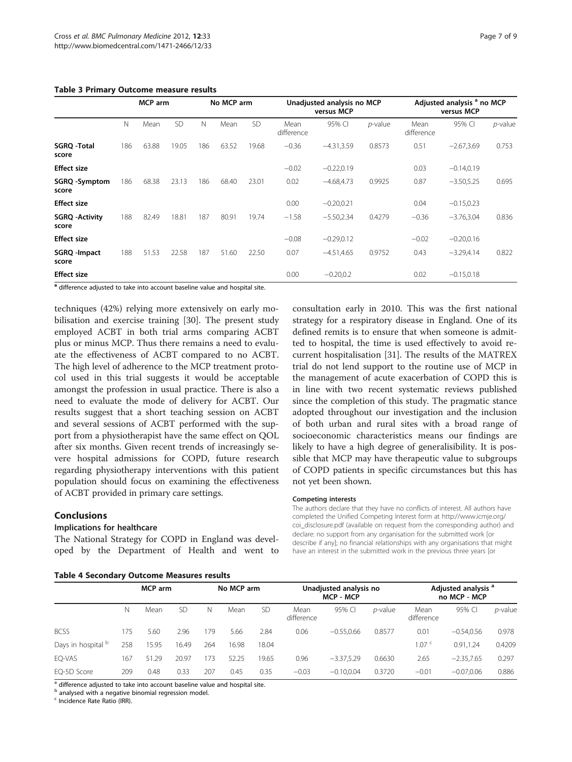**Table 3 Primary Outcome measure results**

| | MCP arm | | | No MCP arm | | | Unadjusted analysis no MCP versus MCP | | | Adjusted analysis [a] no MCP versus MCP | | |
|---|---|---|---|---|---|---|---|---|---|---|---|---|
| | N | Mean | SD | N | Mean | SD | Mean difference | 95% CI | *p*-value | Mean difference | 95% CI | *p*-value |
| **SGRQ -Total score** | 186 | 63.88 | 19.05 | 186 | 63.52 | 19.68 | −0.36 | −4.31,3.59 | 0.8573 | 0.51 | −2.67,3.69 | 0.753 |
| **Effect size** | | | | | | | −0.02 | −0.22,0.19 | | 0.03 | −0.14,0.19 | |
| **SGRQ -Symptom score** | 186 | 68.38 | 23.13 | 186 | 68.40 | 23.01 | 0.02 | −4.68,4.73 | 0.9925 | 0.87 | −3.50,5.25 | 0.695 |
| **Effect size** | | | | | | | 0.00 | −0.20,0.21 | | 0.04 | −0.15,0.23 | |
| **SGRQ -Activity score** | 188 | 82.49 | 18.81 | 187 | 80.91 | 19.74 | −1.58 | −5.50,2.34 | 0.4279 | −0.36 | −3.76,3.04 | 0.836 |
| **Effect size** | | | | | | | −0.08 | −0.29,0.12 | | −0.02 | −0.20,0.16 | |
| **SGRQ -Impact score** | 188 | 51.53 | 22.58 | 187 | 51.60 | 22.50 | 0.07 | −4.51,4.65 | 0.9752 | 0.43 | −3.29,4.14 | 0.822 |
| **Effect size** | | | | | | | 0.00 | −0.20,0.2 | | 0.02 | −0.15,0.18 | |

[a] difference adjusted to take into account baseline value and hospital site.

techniques (42%) relying more extensively on early mobilisation and exercise training [30]. The present study employed ACBT in both trial arms comparing ACBT plus or minus MCP. Thus there remains a need to evaluate the effectiveness of ACBT compared to no ACBT. The high level of adherence to the MCP treatment protocol used in this trial suggests it would be acceptable amongst the profession in usual practice. There is also a need to evaluate the mode of delivery for ACBT. Our results suggest that a short teaching session on ACBT and several sessions of ACBT performed with the support from a physiotherapist have the same effect on QOL after six months. Given recent trends of increasingly severe hospital admissions for COPD, future research regarding physiotherapy interventions with this patient population should focus on examining the effectiveness of ACBT provided in primary care settings.

## Conclusions

### Implications for healthcare

The National Strategy for COPD in England was developed by the Department of Health and went to consultation early in 2010. This was the first national strategy for a respiratory disease in England. One of its defined remits is to ensure that when someone is admitted to hospital, the time is used effectively to avoid recurrent hospitalisation [31]. The results of the MATREX trial do not lend support to the routine use of MCP in the management of acute exacerbation of COPD this is in line with two recent systematic reviews published since the completion of this study. The pragmatic stance adopted throughout our investigation and the inclusion of both urban and rural sites with a broad range of socioeconomic characteristics means our findings are likely to have a high degree of generalisibility. It is possible that MCP may have therapeutic value to subgroups of COPD patients in specific circumstances but this has not yet been shown.

#### Competing interests

The authors declare that they have no conflicts of interest. All authors have completed the Unified Competing Interest form at http://www.icmje.org/coi_disclosure.pdf (available on request from the corresponding author) and declare: no support from any organisation for the submitted work [or describe if any]; no financial relationships with any organisations that might have an interest in the submitted work in the previous three years [or

**Table 4 Secondary Outcome Measures results**

| | MCP arm | | | No MCP arm | | | Unadjusted analysis no MCP - MCP | | | Adjusted analysis [a] no MCP - MCP | | |
|---|---|---|---|---|---|---|---|---|---|---|---|---|
| | N | Mean | SD | N | Mean | SD | Mean difference | 95% CI | *p*-value | Mean difference | 95% CI | *p*-value |
| BCSS | 175 | 5.60 | 2.96 | 179 | 5.66 | 2.84 | 0.06 | −0.55,0.66 | 0.8577 | 0.01 | −0.54,0.56 | 0.978 |
| Days in hospital [b] | 258 | 15.95 | 16.49 | 264 | 16.98 | 18.04 | | | | 1.07 [c] | 0.91,1.24 | 0.4209 |
| EQ-VAS | 167 | 51.29 | 20.97 | 173 | 52.25 | 19.65 | 0.96 | −3.37,5.29 | 0.6630 | 2.65 | −2.35,7.65 | 0.297 |
| EQ-5D Score | 209 | 0.48 | 0.33 | 207 | 0.45 | 0.35 | −0.03 | −0.10,0.04 | 0.3720 | −0.01 | −0.07,0.06 | 0.886 |

[a] difference adjusted to take into account baseline value and hospital site.
[b] analysed with a negative binomial regression model.
[c] Incidence Rate Ratio (IRR).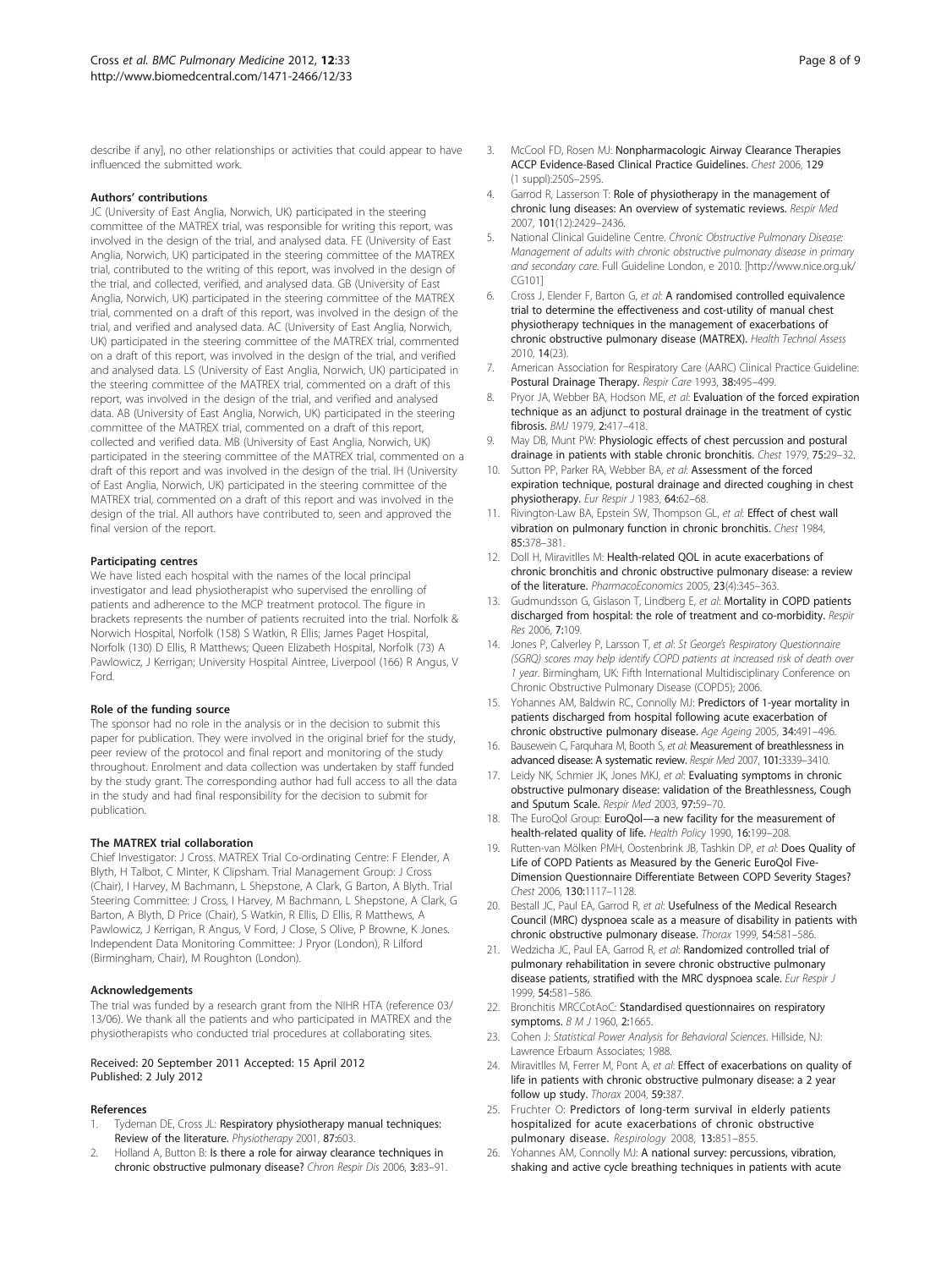describe if any], no other relationships or activities that could appear to have influenced the submitted work.

#### Authors' contributions

JC (University of East Anglia, Norwich, UK) participated in the steering committee of the MATREX trial, was responsible for writing this report, was involved in the design of the trial, and analysed data. FE (University of East Anglia, Norwich, UK) participated in the steering committee of the MATREX trial, contributed to the writing of this report, was involved in the design of the trial, and collected, verified, and analysed data. GB (University of East Anglia, Norwich, UK) participated in the steering committee of the MATREX trial, commented on a draft of this report, was involved in the design of the trial, and verified and analysed data. AC (University of East Anglia, Norwich, UK) participated in the steering committee of the MATREX trial, commented on a draft of this report, was involved in the design of the trial, and verified and analysed data. LS (University of East Anglia, Norwich, UK) participated in the steering committee of the MATREX trial, commented on a draft of this report, was involved in the design of the trial, and verified and analysed data. AB (University of East Anglia, Norwich, UK) participated in the steering committee of the MATREX trial, commented on a draft of this report, collected and verified data. MB (University of East Anglia, Norwich, UK) participated in the steering committee of the MATREX trial, commented on a draft of this report and was involved in the design of the trial. IH (University of East Anglia, Norwich, UK) participated in the steering committee of the MATREX trial, commented on a draft of this report and was involved in the design of the trial. All authors have contributed to, seen and approved the final version of the report.

#### Participating centres

We have listed each hospital with the names of the local principal investigator and lead physiotherapist who supervised the enrolling of patients and adherence to the MCP treatment protocol. The figure in brackets represents the number of patients recruited into the trial. Norfolk & Norwich Hospital, Norfolk (158) S Watkin, R Ellis; James Paget Hospital, Norfolk (130) D Ellis, R Matthews; Queen Elizabeth Hospital, Norfolk (73) A Pawlowicz, J Kerrigan; University Hospital Aintree, Liverpool (166) R Angus, V Ford.

#### Role of the funding source

The sponsor had no role in the analysis or in the decision to submit this paper for publication. They were involved in the original brief for the study, peer review of the protocol and final report and monitoring of the study throughout. Enrolment and data collection was undertaken by staff funded by the study grant. The corresponding author had full access to all the data in the study and had final responsibility for the decision to submit for publication.

#### The MATREX trial collaboration

Chief Investigator: J Cross. MATREX Trial Co-ordinating Centre: F Elender, A Blyth, H Talbot, C Minter, K Clipsham. Trial Management Group: J Cross (Chair), I Harvey, M Bachmann, L Shepstone, A Clark, G Barton, A Blyth. Trial Steering Committee: J Cross, I Harvey, M Bachmann, L Shepstone, A Clark, G Barton, A Blyth, D Price (Chair), S Watkin, R Ellis, D Ellis, R Matthews, A Pawlowicz, J Kerrigan, R Angus, V Ford, J Close, S Olive, P Browne, K Jones. Independent Data Monitoring Committee: J Pryor (London), R Lilford (Birmingham, Chair), M Roughton (London).

#### Acknowledgements

The trial was funded by a research grant from the NIHR HTA (reference 03/13/06). We thank all the patients and who participated in MATREX and the physiotherapists who conducted trial procedures at collaborating sites.

Received: 20 September 2011 Accepted: 15 April 2012
Published: 2 July 2012

#### References

1. Tydeman DE, Cross JL: **Respiratory physiotherapy manual techniques: Review of the literature.** *Physiotherapy* 2001, **87:**603.
2. Holland A, Button B: **Is there a role for airway clearance techniques in chronic obstructive pulmonary disease?** *Chron Respir Dis* 2006, **3:**83–91.
3. McCool FD, Rosen MJ: **Nonpharmacologic Airway Clearance Therapies ACCP Evidence-Based Clinical Practice Guidelines.** *Chest* 2006, **129** (1 suppl):250S–259S.
4. Garrod R, Lasserson T: **Role of physiotherapy in the management of chronic lung diseases: An overview of systematic reviews.** *Respir Med* 2007, **101**(12):2429–2436.
5. National Clinical Guideline Centre. *Chronic Obstructive Pulmonary Disease: Management of adults with chronic obstructive pulmonary disease in primary and secondary care.* Full Guideline London, e 2010. [http://www.nice.org.uk/CG101]
6. Cross J, Elender F, Barton G, *et al*: **A randomised controlled equivalence trial to determine the effectiveness and cost-utility of manual chest physiotherapy techniques in the management of exacerbations of chronic obstructive pulmonary disease (MATREX).** *Health Technol Assess* 2010, **14**(23).
7. American Association for Respiratory Care (AARC) Clinical Practice Guideline: **Postural Drainage Therapy.** *Respir Care* 1993, **38:**495–499.
8. Pryor JA, Webber BA, Hodson ME, *et al*: **Evaluation of the forced expiration technique as an adjunct to postural drainage in the treatment of cystic fibrosis.** *BMJ* 1979, **2:**417–418.
9. May DB, Munt PW: **Physiologic effects of chest percussion and postural drainage in patients with stable chronic bronchitis.** *Chest* 1979, **75:**29–32.
10. Sutton PP, Parker RA, Webber BA, *et al*: **Assessment of the forced expiration technique, postural drainage and directed coughing in chest physiotherapy.** *Eur Respir J* 1983, **64:**62–68.
11. Rivington-Law BA, Epstein SW, Thompson GL, *et al*: **Effect of chest wall vibration on pulmonary function in chronic bronchitis.** *Chest* 1984, **85:**378–381.
12. Doll H, Miravitlles M: **Health-related QOL in acute exacerbations of chronic bronchitis and chronic obstructive pulmonary disease: a review of the literature.** *PharmacoEconomics* 2005, **23**(4):345–363.
13. Gudmundsson G, Gislason T, Lindberg E, *et al*: **Mortality in COPD patients discharged from hospital: the role of treatment and co-morbidity.** *Respir Res* 2006, **7:**109.
14. Jones P, Calverley P, Larsson T, *et al*: *St George's Respiratory Questionnaire (SGRQ) scores may help identify COPD patients at increased risk of death over 1 year.* Birmingham, UK: Fifth International Multidisciplinary Conference on Chronic Obstructive Pulmonary Disease (COPD5); 2006.
15. Yohannes AM, Baldwin RC, Connolly MJ: **Predictors of 1-year mortality in patients discharged from hospital following acute exacerbation of chronic obstructive pulmonary disease.** *Age Ageing* 2005, **34:**491–496.
16. Bausewein C, Farquhara M, Booth S, *et al*: **Measurement of breathlessness in advanced disease: A systematic review.** *Respir Med* 2007, **101:**3339–3410.
17. Leidy NK, Schmier JK, Jones MKJ, *et al*: **Evaluating symptoms in chronic obstructive pulmonary disease: validation of the Breathlessness, Cough and Sputum Scale.** *Respir Med* 2003, **97:**59–70.
18. The EuroQol Group: **EuroQol—a new facility for the measurement of health-related quality of life.** *Health Policy* 1990, **16:**199–208.
19. Rutten-van Mölken PMH, Oostenbrink JB, Tashkin DP, *et al*: **Does Quality of Life of COPD Patients as Measured by the Generic EuroQol Five-Dimension Questionnaire Differentiate Between COPD Severity Stages?** *Chest* 2006, **130:**1117–1128.
20. Bestall JC, Paul EA, Garrod R, *et al*: **Usefulness of the Medical Research Council (MRC) dyspnoea scale as a measure of disability in patients with chronic obstructive pulmonary disease.** *Thorax* 1999, **54:**581–586.
21. Wedzicha JC, Paul EA, Garrod R, *et al*: **Randomized controlled trial of pulmonary rehabilitation in severe chronic obstructive pulmonary disease patients, stratified with the MRC dyspnoea scale.** *Eur Respir J* 1999, **54:**581–586.
22. Bronchitis MRCCotAoC: **Standardised questionnaires on respiratory symptoms.** *B M J* 1960, **2:**1665.
23. Cohen J: *Statistical Power Analysis for Behavioral Sciences.* Hillside, NJ: Lawrence Erbaum Associates; 1988.
24. Miravitlles M, Ferrer M, Pont A, *et al*: **Effect of exacerbations on quality of life in patients with chronic obstructive pulmonary disease: a 2 year follow up study.** *Thorax* 2004, **59:**387.
25. Fruchter O: **Predictors of long-term survival in elderly patients hospitalized for acute exacerbations of chronic obstructive pulmonary disease.** *Respirology* 2008, **13:**851–855.
26. Yohannes AM, Connolly MJ: **A national survey: percussions, vibration, shaking and active cycle breathing techniques in patients with acute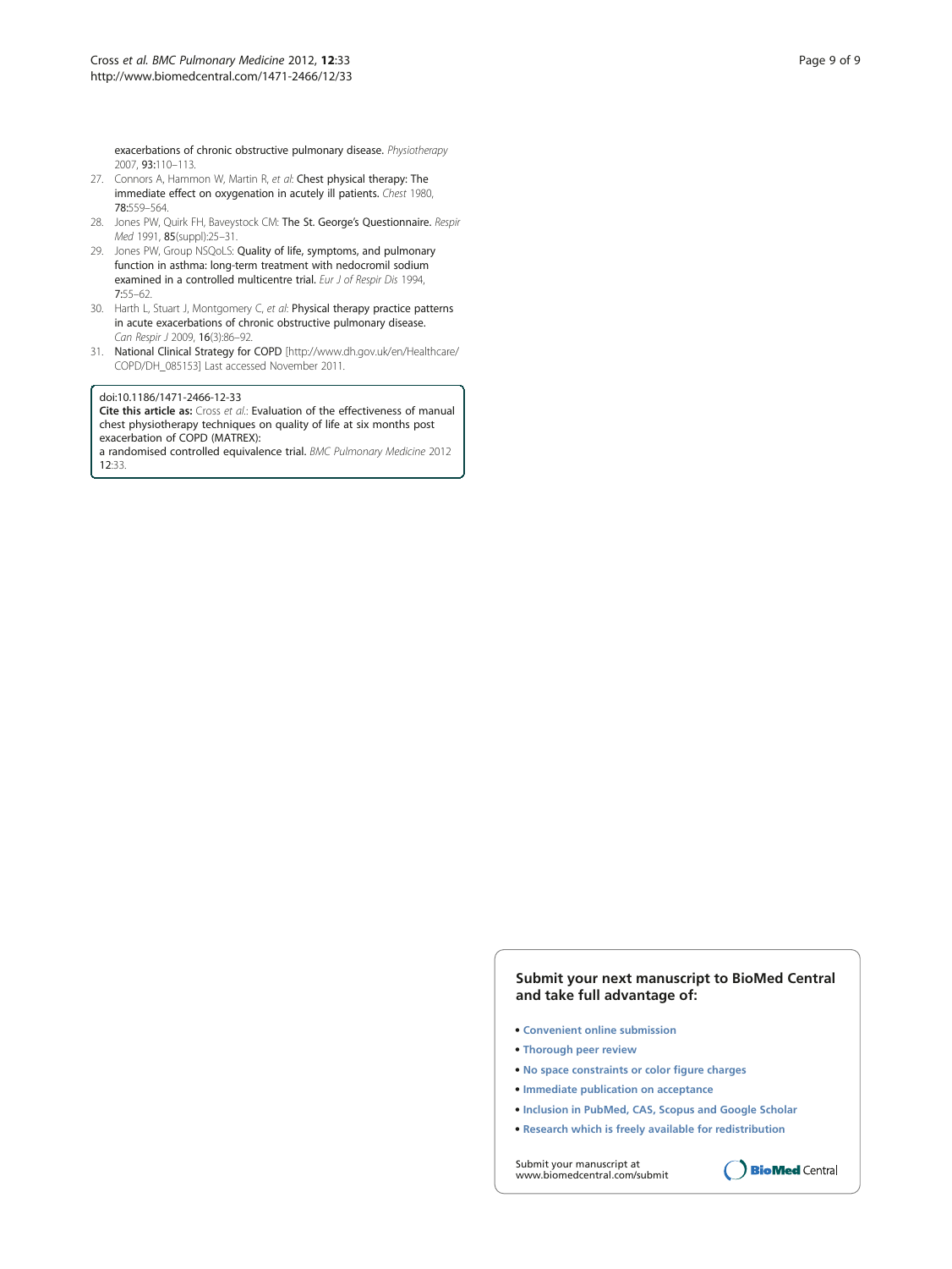exacerbations of chronic obstructive pulmonary disease. *Physiotherapy* 2007, **93**:110–113.

27. Connors A, Hammon W, Martin R, *et al*: **Chest physical therapy: The immediate effect on oxygenation in acutely ill patients.** *Chest* 1980, **78**:559–564.
28. Jones PW, Quirk FH, Baveystock CM: **The St. George's Questionnaire.** *Respir Med* 1991, **85**(suppl):25–31.
29. Jones PW, Group NSQoLS: **Quality of life, symptoms, and pulmonary function in asthma: long-term treatment with nedocromil sodium examined in a controlled multicentre trial.** *Eur J of Respir Dis* 1994, **7**:55–62.
30. Harth L, Stuart J, Montgomery C, *et al*: **Physical therapy practice patterns in acute exacerbations of chronic obstructive pulmonary disease.** *Can Respir J* 2009, **16**(3):86–92.
31. **National Clinical Strategy for COPD** [http://www.dh.gov.uk/en/Healthcare/COPD/DH_085153] Last accessed November 2011.

doi:10.1186/1471-2466-12-33

**Cite this article as:** Cross *et al.*: **Evaluation of the effectiveness of manual chest physiotherapy techniques on quality of life at six months post exacerbation of COPD (MATREX): a randomised controlled equivalence trial.** *BMC Pulmonary Medicine* 2012 **12**:33.

**Submit your next manuscript to BioMed Central and take full advantage of:**

- **Convenient online submission**
- **Thorough peer review**
- **No space constraints or color figure charges**
- **Immediate publication on acceptance**
- **Inclusion in PubMed, CAS, Scopus and Google Scholar**
- **Research which is freely available for redistribution**

Submit your manuscript at www.biomedcentral.com/submit

BioMed Central